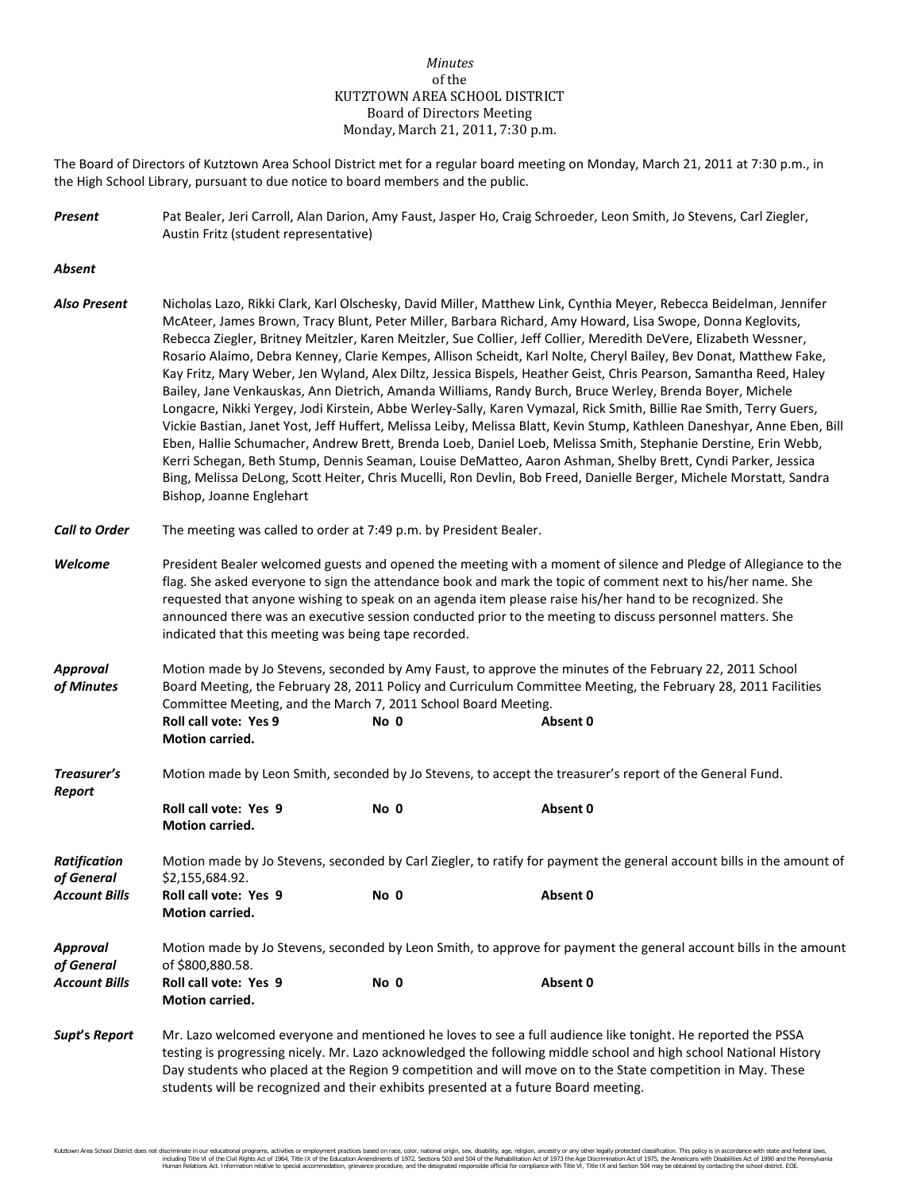*Minutes*
of the
KUTZTOWN AREA SCHOOL DISTRICT
Board of Directors Meeting
Monday, March 21, 2011, 7:30 p.m.

The Board of Directors of Kutztown Area School District met for a regular board meeting on Monday, March 21, 2011 at 7:30 p.m., in the High School Library, pursuant to due notice to board members and the public.

***Present*** Pat Bealer, Jeri Carroll, Alan Darion, Amy Faust, Jasper Ho, Craig Schroeder, Leon Smith, Jo Stevens, Carl Ziegler, Austin Fritz (student representative)

***Absent***

***Also Present*** Nicholas Lazo, Rikki Clark, Karl Olschesky, David Miller, Matthew Link, Cynthia Meyer, Rebecca Beidelman, Jennifer McAteer, James Brown, Tracy Blunt, Peter Miller, Barbara Richard, Amy Howard, Lisa Swope, Donna Keglovits, Rebecca Ziegler, Britney Meitzler, Karen Meitzler, Sue Collier, Jeff Collier, Meredith DeVere, Elizabeth Wessner, Rosario Alaimo, Debra Kenney, Clarie Kempes, Allison Scheidt, Karl Nolte, Cheryl Bailey, Bev Donat, Matthew Fake, Kay Fritz, Mary Weber, Jen Wyland, Alex Diltz, Jessica Bispels, Heather Geist, Chris Pearson, Samantha Reed, Haley Bailey, Jane Venkauskas, Ann Dietrich, Amanda Williams, Randy Burch, Bruce Werley, Brenda Boyer, Michele Longacre, Nikki Yergey, Jodi Kirstein, Abbe Werley-Sally, Karen Vymazal, Rick Smith, Billie Rae Smith, Terry Guers, Vickie Bastian, Janet Yost, Jeff Huffert, Melissa Leiby, Melissa Blatt, Kevin Stump, Kathleen Daneshyar, Anne Eben, Bill Eben, Hallie Schumacher, Andrew Brett, Brenda Loeb, Daniel Loeb, Melissa Smith, Stephanie Derstine, Erin Webb, Kerri Schegan, Beth Stump, Dennis Seaman, Louise DeMatteo, Aaron Ashman, Shelby Brett, Cyndi Parker, Jessica Bing, Melissa DeLong, Scott Heiter, Chris Mucelli, Ron Devlin, Bob Freed, Danielle Berger, Michele Morstatt, Sandra Bishop, Joanne Englehart

***Call to Order*** The meeting was called to order at 7:49 p.m. by President Bealer.

***Welcome*** President Bealer welcomed guests and opened the meeting with a moment of silence and Pledge of Allegiance to the flag. She asked everyone to sign the attendance book and mark the topic of comment next to his/her name. She requested that anyone wishing to speak on an agenda item please raise his/her hand to be recognized. She announced there was an executive session conducted prior to the meeting to discuss personnel matters. She indicated that this meeting was being tape recorded.

***Approval of Minutes*** Motion made by Jo Stevens, seconded by Amy Faust, to approve the minutes of the February 22, 2011 School Board Meeting, the February 28, 2011 Policy and Curriculum Committee Meeting, the February 28, 2011 Facilities Committee Meeting, and the March 7, 2011 School Board Meeting.
**Roll call vote: Yes 9 No 0 Absent 0**
**Motion carried.**

***Treasurer's Report*** Motion made by Leon Smith, seconded by Jo Stevens, to accept the treasurer's report of the General Fund.
**Roll call vote: Yes 9 No 0 Absent 0**
**Motion carried.**

***Ratification of General Account Bills*** Motion made by Jo Stevens, seconded by Carl Ziegler, to ratify for payment the general account bills in the amount of $2,155,684.92.
**Roll call vote: Yes 9 No 0 Absent 0**
**Motion carried.**

***Approval of General Account Bills*** Motion made by Jo Stevens, seconded by Leon Smith, to approve for payment the general account bills in the amount of $800,880.58.
**Roll call vote: Yes 9 No 0 Absent 0**
**Motion carried.**

***Supt's Report*** Mr. Lazo welcomed everyone and mentioned he loves to see a full audience like tonight. He reported the PSSA testing is progressing nicely. Mr. Lazo acknowledged the following middle school and high school National History Day students who placed at the Region 9 competition and will move on to the State competition in May. These students will be recognized and their exhibits presented at a future Board meeting.

Kutztown Area School District does not discriminate in our educational programs, activities or employment practices based on race, color, national origin, sex, disability, age, religion, ancestry or any other legally protected classification. This policy is in accordance with state and federal laws, including Title VI of the Civil Rights Act of 1964, Title IX of the Education Amendments of 1972, Sections 503 and 504 of the Rehabilitation Act of 1973 the Age Discrimination Act of 1975, the Americans with Disabilities Act of 1990 and the Pennsylvania Human Relations Act. Information relative to special accommodation, grievance procedure, and the designated responsible official for compliance with Title VI, Title IX and Section 504 may be obtained by contacting the school district. EOE.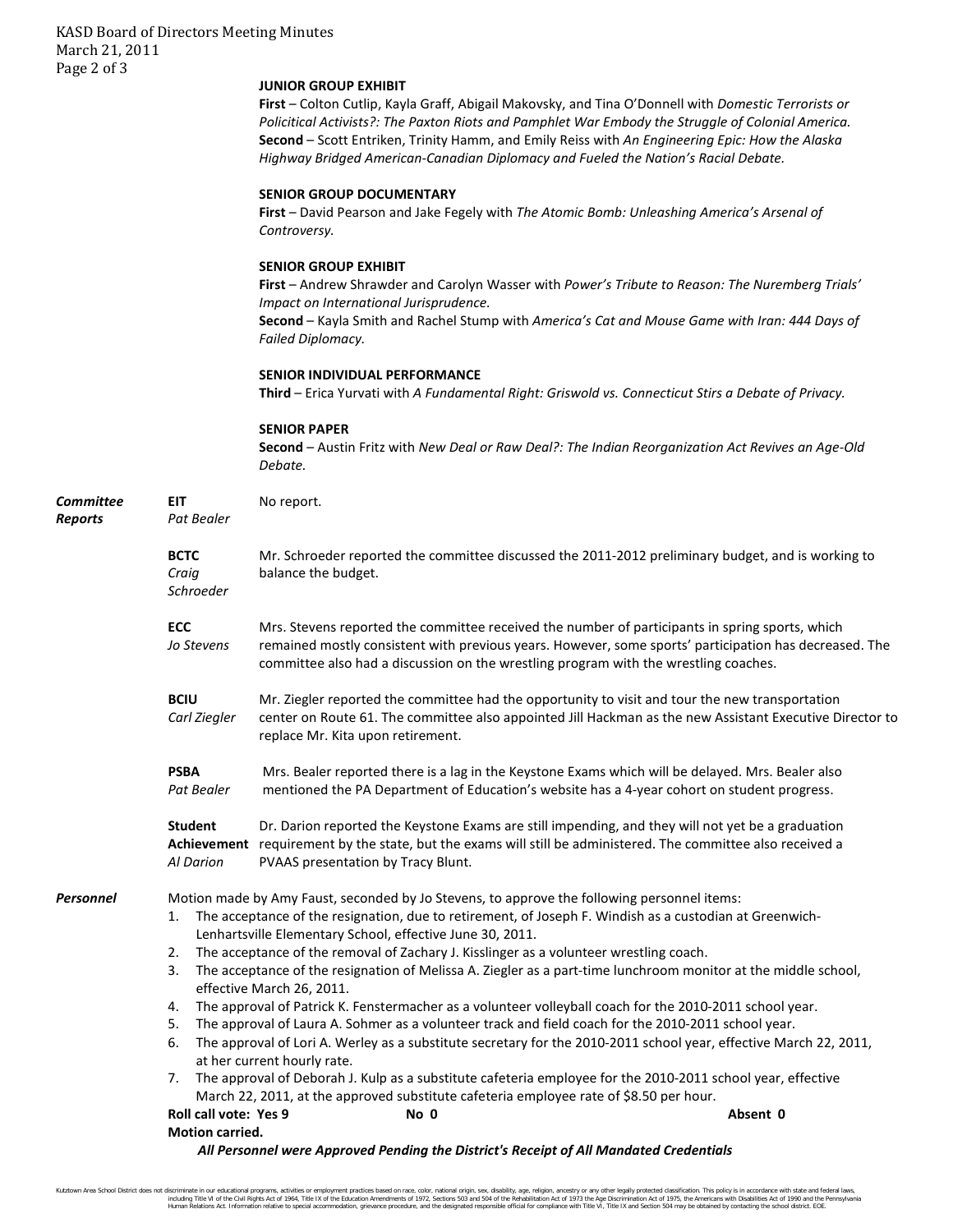**JUNIOR GROUP EXHIBIT**

**First** – Colton Cutlip, Kayla Graff, Abigail Makovsky, and Tina O'Donnell with *Domestic Terrorists or Policitical Activists?: The Paxton Riots and Pamphlet War Embody the Struggle of Colonial America.*
**Second** – Scott Entriken, Trinity Hamm, and Emily Reiss with *An Engineering Epic: How the Alaska Highway Bridged American-Canadian Diplomacy and Fueled the Nation's Racial Debate.*

**SENIOR GROUP DOCUMENTARY**

**First** – David Pearson and Jake Fegely with *The Atomic Bomb: Unleashing America's Arsenal of Controversy.*

**SENIOR GROUP EXHIBIT**

**First** – Andrew Shrawder and Carolyn Wasser with *Power's Tribute to Reason: The Nuremberg Trials' Impact on International Jurisprudence.*
**Second** – Kayla Smith and Rachel Stump with *America's Cat and Mouse Game with Iran: 444 Days of Failed Diplomacy.*

**SENIOR INDIVIDUAL PERFORMANCE**

**Third** – Erica Yurvati with *A Fundamental Right: Griswold vs. Connecticut Stirs a Debate of Privacy.*

**SENIOR PAPER**

**Second** – Austin Fritz with *New Deal or Raw Deal?: The Indian Reorganization Act Revives an Age-Old Debate.*

## *Committee Reports*

**EIT** *Pat Bealer* – No report.

**BCTC** *Craig Schroeder* – Mr. Schroeder reported the committee discussed the 2011-2012 preliminary budget, and is working to balance the budget.

**ECC** *Jo Stevens* – Mrs. Stevens reported the committee received the number of participants in spring sports, which remained mostly consistent with previous years. However, some sports' participation has decreased. The committee also had a discussion on the wrestling program with the wrestling coaches.

**BCIU** *Carl Ziegler* – Mr. Ziegler reported the committee had the opportunity to visit and tour the new transportation center on Route 61. The committee also appointed Jill Hackman as the new Assistant Executive Director to replace Mr. Kita upon retirement.

**PSBA** *Pat Bealer* – Mrs. Bealer reported there is a lag in the Keystone Exams which will be delayed. Mrs. Bealer also mentioned the PA Department of Education's website has a 4-year cohort on student progress.

**Student Achievement** *Al Darion* – Dr. Darion reported the Keystone Exams are still impending, and they will not yet be a graduation requirement by the state, but the exams will still be administered. The committee also received a PVAAS presentation by Tracy Blunt.

## *Personnel*

Motion made by Amy Faust, seconded by Jo Stevens, to approve the following personnel items:

1. The acceptance of the resignation, due to retirement, of Joseph F. Windish as a custodian at Greenwich-Lenhartsville Elementary School, effective June 30, 2011.
2. The acceptance of the removal of Zachary J. Kisslinger as a volunteer wrestling coach.
3. The acceptance of the resignation of Melissa A. Ziegler as a part-time lunchroom monitor at the middle school, effective March 26, 2011.
4. The approval of Patrick K. Fenstermacher as a volunteer volleyball coach for the 2010-2011 school year.
5. The approval of Laura A. Sohmer as a volunteer track and field coach for the 2010-2011 school year.
6. The approval of Lori A. Werley as a substitute secretary for the 2010-2011 school year, effective March 22, 2011, at her current hourly rate.
7. The approval of Deborah J. Kulp as a substitute cafeteria employee for the 2010-2011 school year, effective March 22, 2011, at the approved substitute cafeteria employee rate of $8.50 per hour.

**Roll call vote: Yes 9 No 0 Absent 0**
**Motion carried.**

***All Personnel were Approved Pending the District's Receipt of All Mandated Credentials***

Kutztown Area School District does not discriminate in our educational programs, activities or employment practices based on race, color, national origin, sex, disability, age, religion, ancestry or any other legally protected classification. This policy is in accordance with state and federal laws, including Title VI of the Civil Rights Act of 1964, Title IX of the Education Amendments of 1972, Sections 503 and 504 of the Rehabilitation Act of 1973 the Age Discrimination Act of 1975, the Americans with Disabilities Act of 1990 and the Pennsylvania Human Relations Act. Information relative to special accommodation, grievance procedure, and the designated responsible official for compliance with Title VI, Title IX and Section 504 may be obtained by contacting the school district. EOE.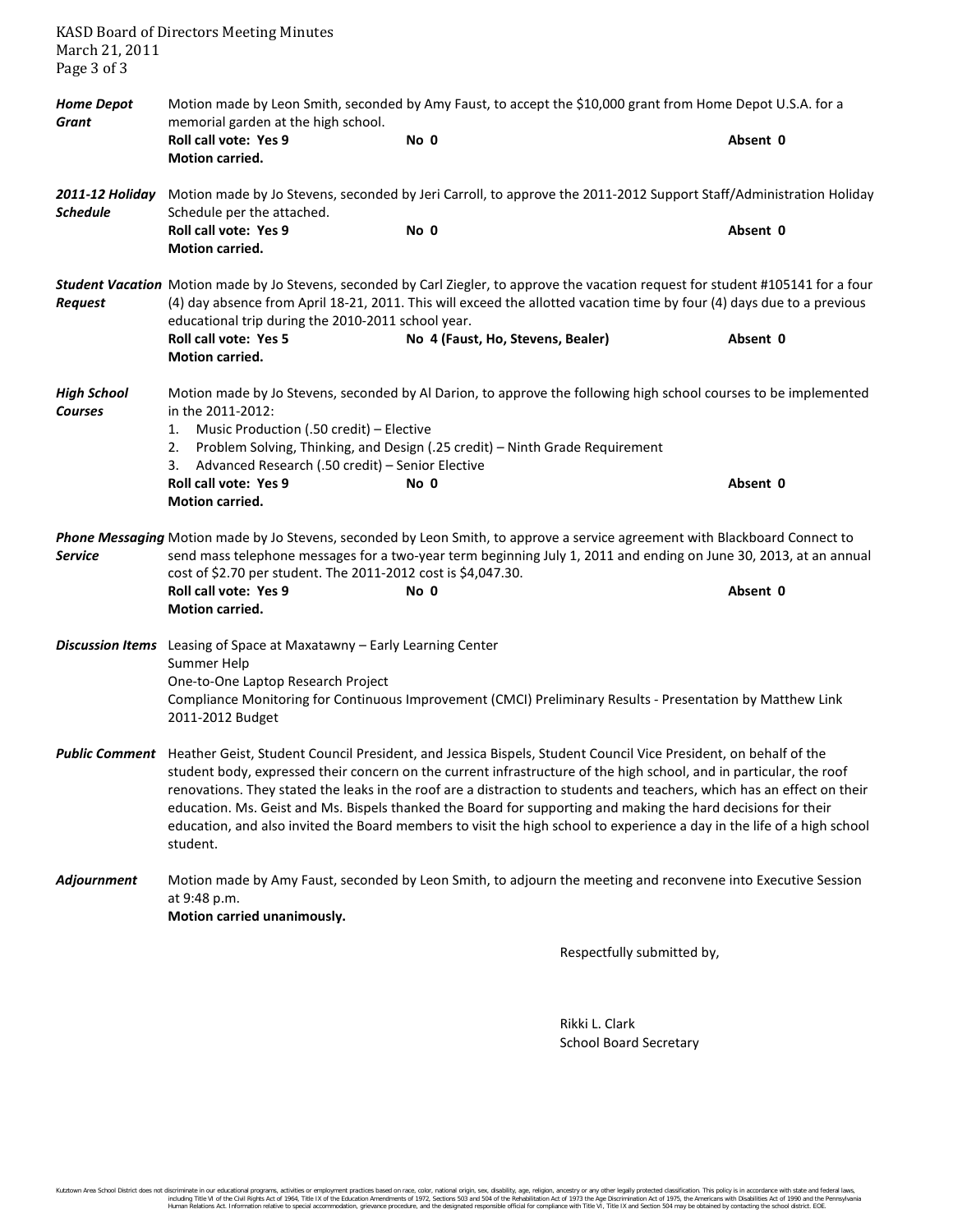***Home Depot Grant*** Motion made by Leon Smith, seconded by Amy Faust, to accept the $10,000 grant from Home Depot U.S.A. for a memorial garden at the high school.

**Roll call vote: Yes 9** **No 0** **Absent 0**

**Motion carried.**

***2011-12 Holiday Schedule*** Motion made by Jo Stevens, seconded by Jeri Carroll, to approve the 2011-2012 Support Staff/Administration Holiday Schedule per the attached.

**Roll call vote: Yes 9** **No 0** **Absent 0**

**Motion carried.**

***Student Vacation Request*** Motion made by Jo Stevens, seconded by Carl Ziegler, to approve the vacation request for student #105141 for a four (4) day absence from April 18-21, 2011. This will exceed the allotted vacation time by four (4) days due to a previous educational trip during the 2010-2011 school year.

**Roll call vote: Yes 5** **No 4 (Faust, Ho, Stevens, Bealer)** **Absent 0**

**Motion carried.**

***High School Courses*** Motion made by Jo Stevens, seconded by Al Darion, to approve the following high school courses to be implemented in the 2011-2012:

1. Music Production (.50 credit) – Elective
2. Problem Solving, Thinking, and Design (.25 credit) – Ninth Grade Requirement
3. Advanced Research (.50 credit) – Senior Elective

**Roll call vote: Yes 9** **No 0** **Absent 0**

**Motion carried.**

***Phone Messaging Service*** Motion made by Jo Stevens, seconded by Leon Smith, to approve a service agreement with Blackboard Connect to send mass telephone messages for a two-year term beginning July 1, 2011 and ending on June 30, 2013, at an annual cost of $2.70 per student. The 2011-2012 cost is $4,047.30.

**Roll call vote: Yes 9** **No 0** **Absent 0**

**Motion carried.**

***Discussion Items*** Leasing of Space at Maxatawny – Early Learning Center
Summer Help
One-to-One Laptop Research Project
Compliance Monitoring for Continuous Improvement (CMCI) Preliminary Results - Presentation by Matthew Link
2011-2012 Budget

***Public Comment*** Heather Geist, Student Council President, and Jessica Bispels, Student Council Vice President, on behalf of the student body, expressed their concern on the current infrastructure of the high school, and in particular, the roof renovations. They stated the leaks in the roof are a distraction to students and teachers, which has an effect on their education. Ms. Geist and Ms. Bispels thanked the Board for supporting and making the hard decisions for their education, and also invited the Board members to visit the high school to experience a day in the life of a high school student.

***Adjournment*** Motion made by Amy Faust, seconded by Leon Smith, to adjourn the meeting and reconvene into Executive Session at 9:48 p.m.

**Motion carried unanimously.**

Respectfully submitted by,

Rikki L. Clark
School Board Secretary

Kutztown Area School District does not discriminate in our educational programs, activities or employment practices based on race, color, national origin, sex, disability, age, religion, ancestry or any other legally protected classification. This policy is in accordance with state and federal laws, including Title VI of the Civil Rights Act of 1964, Title IX of the Education Amendments of 1972, Sections 503 and 504 of the Rehabilitation Act of 1973 the Age Discrimination Act of 1975, the Americans with Disabilities Act of 1990 and the Pennsylvania Human Relations Act. Information relative to special accommodation, grievance procedure, and the designated responsible official for compliance with Title VI, Title IX and Section 504 may be obtained by contacting the school district. EOE.